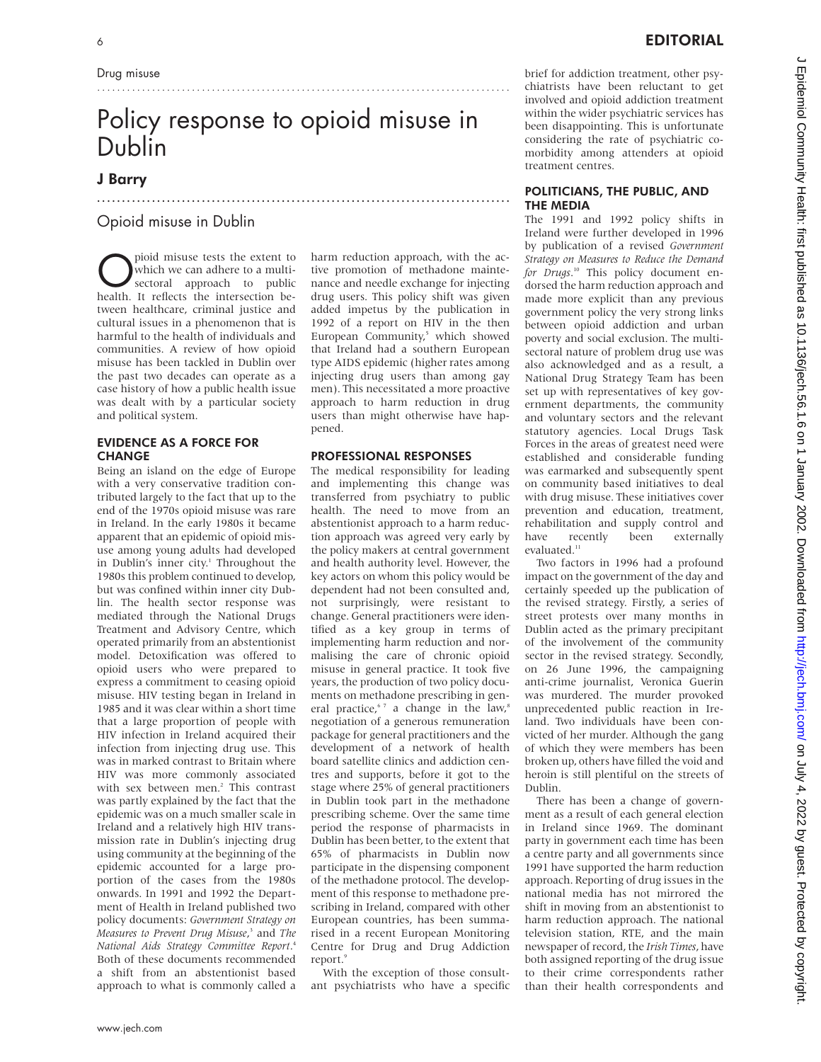Drug misuse

# Policy response to opioid misuse in Dublin

## J Barry

### Opioid misuse in Dublin

Opioid misuse tests the extent to which we can adhere to a multi-sectoral approach to public health. It reflects the intersection between healthcare, criminal justice and cultural issues in a phenomenon that is harmful to the health of individuals and communities. A review of how opioid misuse has been tackled in Dublin over the past two decades can operate as a case history of how a public health issue was dealt with by a particular society and political system.

### EVIDENCE AS A FORCE FOR CHANGE

Being an island on the edge of Europe with a very conservative tradition contributed largely to the fact that up to the end of the 1970s opioid misuse was rare in Ireland. In the early 1980s it became apparent that an epidemic of opioid misuse among young adults had developed in Dublin's inner city.[1] Throughout the 1980s this problem continued to develop, but was confined within inner city Dublin. The health sector response was mediated through the National Drugs Treatment and Advisory Centre, which operated primarily from an abstentionist model. Detoxification was offered to opioid users who were prepared to express a commitment to ceasing opioid misuse. HIV testing began in Ireland in 1985 and it was clear within a short time that a large proportion of people with HIV infection in Ireland acquired their infection from injecting drug use. This was in marked contrast to Britain where HIV was more commonly associated with sex between men.[2] This contrast was partly explained by the fact that the epidemic was on a much smaller scale in Ireland and a relatively high HIV transmission rate in Dublin's injecting drug using community at the beginning of the epidemic accounted for a large proportion of the cases from the 1980s onwards. In 1991 and 1992 the Department of Health in Ireland published two policy documents: *Government Strategy on Measures to Prevent Drug Misuse*,[3] and *The National Aids Strategy Committee Report*.[4] Both of these documents recommended a shift from an abstentionist based approach to what is commonly called a harm reduction approach, with the active promotion of methadone maintenance and needle exchange for injecting drug users. This policy shift was given added impetus by the publication in 1992 of a report on HIV in the then European Community,[5] which showed that Ireland had a southern European type AIDS epidemic (higher rates among injecting drug users than among gay men). This necessitated a more proactive approach to harm reduction in drug users than might otherwise have happened.

### PROFESSIONAL RESPONSES

The medical responsibility for leading and implementing this change was transferred from psychiatry to public health. The need to move from an abstentionist approach to a harm reduction approach was agreed very early by the policy makers at central government and health authority level. However, the key actors on whom this policy would be dependent had not been consulted and, not surprisingly, were resistant to change. General practitioners were identified as a key group in terms of implementing harm reduction and normalising the care of chronic opioid misuse in general practice. It took five years, the production of two policy documents on methadone prescribing in general practice,[6,7] a change in the law,[8] negotiation of a generous remuneration package for general practitioners and the development of a network of health board satellite clinics and addiction centres and supports, before it got to the stage where 25% of general practitioners in Dublin took part in the methadone prescribing scheme. Over the same time period the response of pharmacists in Dublin has been better, to the extent that 65% of pharmacists in Dublin now participate in the dispensing component of the methadone protocol. The development of this response to methadone prescribing in Ireland, compared with other European countries, has been summarised in a recent European Monitoring Centre for Drug and Drug Addiction report.[9]

With the exception of those consultant psychiatrists who have a specific brief for addiction treatment, other psychiatrists have been reluctant to get involved and opioid addiction treatment within the wider psychiatric services has been disappointing. This is unfortunate considering the rate of psychiatric comorbidity among attenders at opioid treatment centres.

### POLITICIANS, THE PUBLIC, AND THE MEDIA

The 1991 and 1992 policy shifts in Ireland were further developed in 1996 by publication of a revised *Government Strategy on Measures to Reduce the Demand for Drugs*.[10] This policy document endorsed the harm reduction approach and made more explicit than any previous government policy the very strong links between opioid addiction and urban poverty and social exclusion. The multi-sectoral nature of problem drug use was also acknowledged and as a result, a National Drug Strategy Team has been set up with representatives of key government departments, the community and voluntary sectors and the relevant statutory agencies. Local Drugs Task Forces in the areas of greatest need were established and considerable funding was earmarked and subsequently spent on community based initiatives to deal with drug misuse. These initiatives cover prevention and education, treatment, rehabilitation and supply control and have recently been externally evaluated.[11]

Two factors in 1996 had a profound impact on the government of the day and certainly speeded up the publication of the revised strategy. Firstly, a series of street protests over many months in Dublin acted as the primary precipitant of the involvement of the community sector in the revised strategy. Secondly, on 26 June 1996, the campaigning anti-crime journalist, Veronica Guerin was murdered. The murder provoked unprecedented public reaction in Ireland. Two individuals have been convicted of her murder. Although the gang of which they were members has been broken up, others have filled the void and heroin is still plentiful on the streets of Dublin.

There has been a change of government as a result of each general election in Ireland since 1969. The dominant party in government each time has been a centre party and all governments since 1991 have supported the harm reduction approach. Reporting of drug issues in the national media has not mirrored the shift in moving from an abstentionist to harm reduction approach. The national television station, RTE, and the main newspaper of record, the *Irish Times*, have both assigned reporting of the drug issue to their crime correspondents rather than their health correspondents and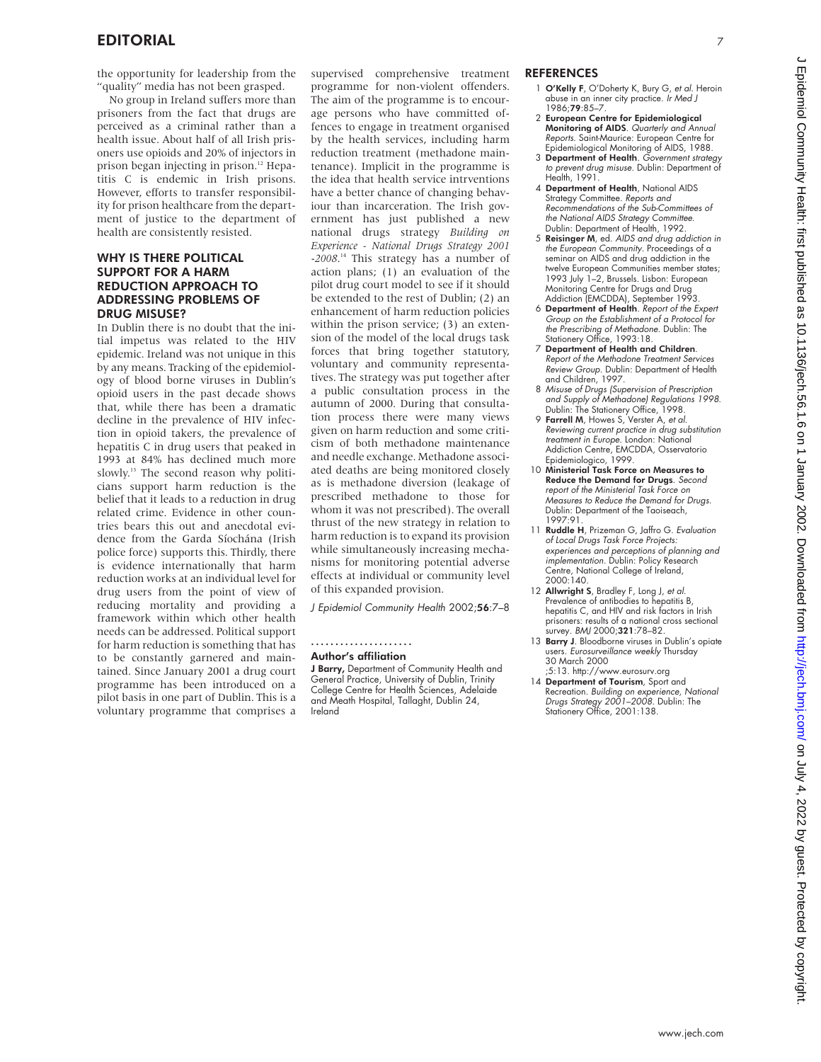the opportunity for leadership from the "quality" media has not been grasped.

No group in Ireland suffers more than prisoners from the fact that drugs are perceived as a criminal rather than a health issue. About half of all Irish prisoners use opioids and 20% of injectors in prison began injecting in prison.[12] Hepatitis C is endemic in Irish prisons. However, efforts to transfer responsibility for prison healthcare from the department of justice to the department of health are consistently resisted.

## WHY IS THERE POLITICAL SUPPORT FOR A HARM REDUCTION APPROACH TO ADDRESSING PROBLEMS OF DRUG MISUSE?

In Dublin there is no doubt that the initial impetus was related to the HIV epidemic. Ireland was not unique in this by any means. Tracking of the epidemiology of blood borne viruses in Dublin's opioid users in the past decade shows that, while there has been a dramatic decline in the prevalence of HIV infection in opioid takers, the prevalence of hepatitis C in drug users that peaked in 1993 at 84% has declined much more slowly.[13] The second reason why politicians support harm reduction is the belief that it leads to a reduction in drug related crime. Evidence in other countries bears this out and anecdotal evidence from the Garda Síochána (Irish police force) supports this. Thirdly, there is evidence internationally that harm reduction works at an individual level for drug users from the point of view of reducing mortality and providing a framework within which other health needs can be addressed. Political support for harm reduction is something that has to be constantly garnered and maintained. Since January 2001 a drug court programme has been introduced on a pilot basis in one part of Dublin. This is a voluntary programme that comprises a supervised comprehensive treatment programme for non-violent offenders. The aim of the programme is to encourage persons who have committed offences to engage in treatment organised by the health services, including harm reduction treatment (methadone maintenance). Implicit in the programme is the idea that health service intrventions have a better chance of changing behaviour than incarceration. The Irish government has just published a new national drugs strategy *Building on Experience - National Drugs Strategy 2001 -2008*.[14] This strategy has a number of action plans; (1) an evaluation of the pilot drug court model to see if it should be extended to the rest of Dublin; (2) an enhancement of harm reduction policies within the prison service; (3) an extension of the model of the local drugs task forces that bring together statutory, voluntary and community representatives. The strategy was put together after a public consultation process in the autumn of 2000. During that consultation process there were many views given on harm reduction and some criticism of both methadone maintenance and needle exchange. Methadone associated deaths are being monitored closely as is methadone diversion (leakage of prescribed methadone to those for whom it was not prescribed). The overall thrust of the new strategy in relation to harm reduction is to expand its provision while simultaneously increasing mechanisms for monitoring potential adverse effects at individual or community level of this expanded provision.

*J Epidemiol Community Health* 2002;**56**:7–8

### Author's affiliation

**J Barry,** Department of Community Health and General Practice, University of Dublin, Trinity College Centre for Health Sciences, Adelaide and Meath Hospital, Tallaght, Dublin 24, Ireland

## REFERENCES

1. **O'Kelly F**, O'Doherty K, Bury G, *et al*. Heroin abuse in an inner city practice. *Ir Med J* 1986;**79**:85–7.
2. **European Centre for Epidemiological Monitoring of AIDS**. *Quarterly and Annual Reports*. Saint-Maurice: European Centre for Epidemiological Monitoring of AIDS, 1988.
3. **Department of Health**. *Government strategy to prevent drug misuse*. Dublin: Department of Health, 1991.
4. **Department of Health**, National AIDS Strategy Committee. *Reports and Recommendations of the Sub-Committees of the National AIDS Strategy Committee*. Dublin: Department of Health, 1992.
5. **Reisinger M**, ed. *AIDS and drug addiction in the European Community*. Proceedings of a seminar on AIDS and drug addiction in the twelve European Communities member states; 1993 July 1–2, Brussels. Lisbon: European Monitoring Centre for Drugs and Drug Addiction (EMCDDA), September 1993.
6. **Department of Health**. *Report of the Expert Group on the Establishment of a Protocol for the Prescribing of Methadone*. Dublin: The Stationery Office, 1993:18.
7. **Department of Health and Children**. *Report of the Methadone Treatment Services Review Group*. Dublin: Department of Health and Children, 1997.
8. *Misuse of Drugs (Supervision of Prescription and Supply of Methadone) Regulations 1998*. Dublin: The Stationery Office, 1998.
9. **Farrell M**, Howes S, Verster A, *et al*. *Reviewing current practice in drug substitution treatment in Europe*. London: National Addiction Centre, EMCDDA, Osservatorio Epidemiologico, 1999.
10. **Ministerial Task Force on Measures to Reduce the Demand for Drugs**. *Second report of the Ministerial Task Force on Measures to Reduce the Demand for Drugs*. Dublin: Department of the Taoiseach, 1997:91.
11. **Ruddle H**, Prizeman G, Jaffro G. *Evaluation of Local Drugs Task Force Projects: experiences and perceptions of planning and implementation*. Dublin: Policy Research Centre, National College of Ireland, 2000:140.
12. **Allwright S**, Bradley F, Long J, *et al*. Prevalence of antibodies to hepatitis B, hepatitis C, and HIV and risk factors in Irish prisoners: results of a national cross sectional survey. *BMJ* 2000;**321**:78–82.
13. **Barry J**. Bloodborne viruses in Dublin's opiate users. *Eurosurveillance weekly* Thursday 30 March 2000 ;5:13. http://www.eurosurv.org
14. **Department of Tourism**, Sport and Recreation. *Building on experience, National Drugs Strategy 2001–2008*. Dublin: The Stationery Office, 2001:138.